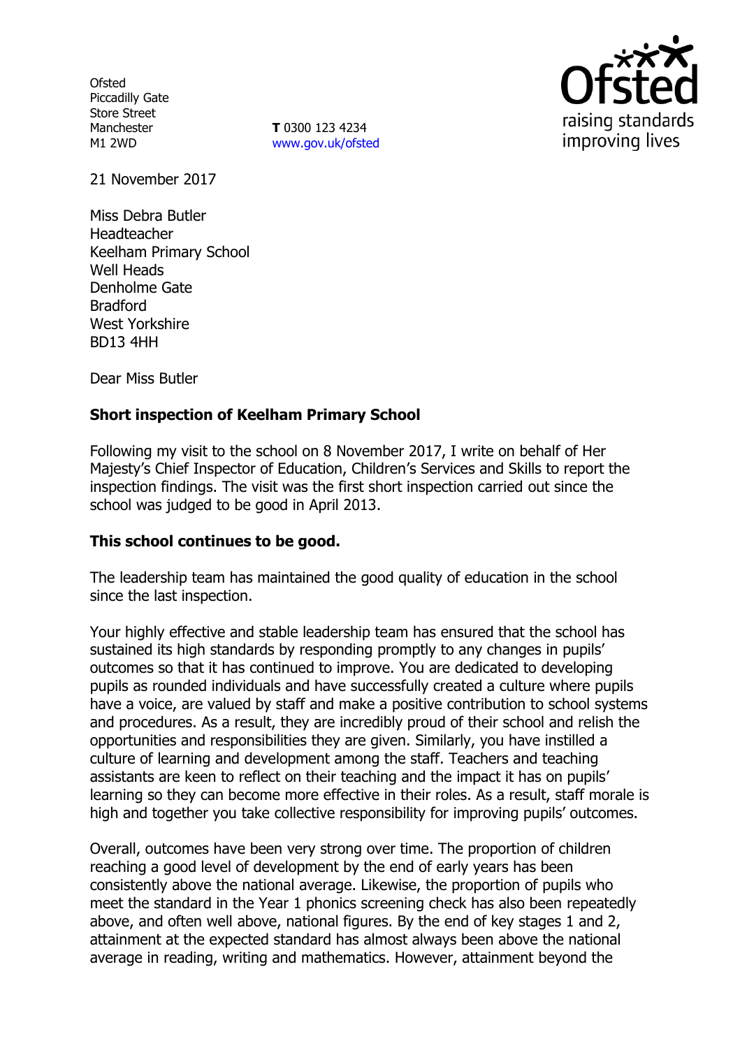Ofsted
Piccadilly Gate
Store Street
Manchester
M1 2WD

**T** 0300 123 4234
www.gov.uk/ofsted

21 November 2017

Miss Debra Butler
Headteacher
Keelham Primary School
Well Heads
Denholme Gate
Bradford
West Yorkshire
BD13 4HH

Dear Miss Butler

**Short inspection of Keelham Primary School**

Following my visit to the school on 8 November 2017, I write on behalf of Her Majesty's Chief Inspector of Education, Children's Services and Skills to report the inspection findings. The visit was the first short inspection carried out since the school was judged to be good in April 2013.

**This school continues to be good.**

The leadership team has maintained the good quality of education in the school since the last inspection.

Your highly effective and stable leadership team has ensured that the school has sustained its high standards by responding promptly to any changes in pupils' outcomes so that it has continued to improve. You are dedicated to developing pupils as rounded individuals and have successfully created a culture where pupils have a voice, are valued by staff and make a positive contribution to school systems and procedures. As a result, they are incredibly proud of their school and relish the opportunities and responsibilities they are given. Similarly, you have instilled a culture of learning and development among the staff. Teachers and teaching assistants are keen to reflect on their teaching and the impact it has on pupils' learning so they can become more effective in their roles. As a result, staff morale is high and together you take collective responsibility for improving pupils' outcomes.

Overall, outcomes have been very strong over time. The proportion of children reaching a good level of development by the end of early years has been consistently above the national average. Likewise, the proportion of pupils who meet the standard in the Year 1 phonics screening check has also been repeatedly above, and often well above, national figures. By the end of key stages 1 and 2, attainment at the expected standard has almost always been above the national average in reading, writing and mathematics. However, attainment beyond the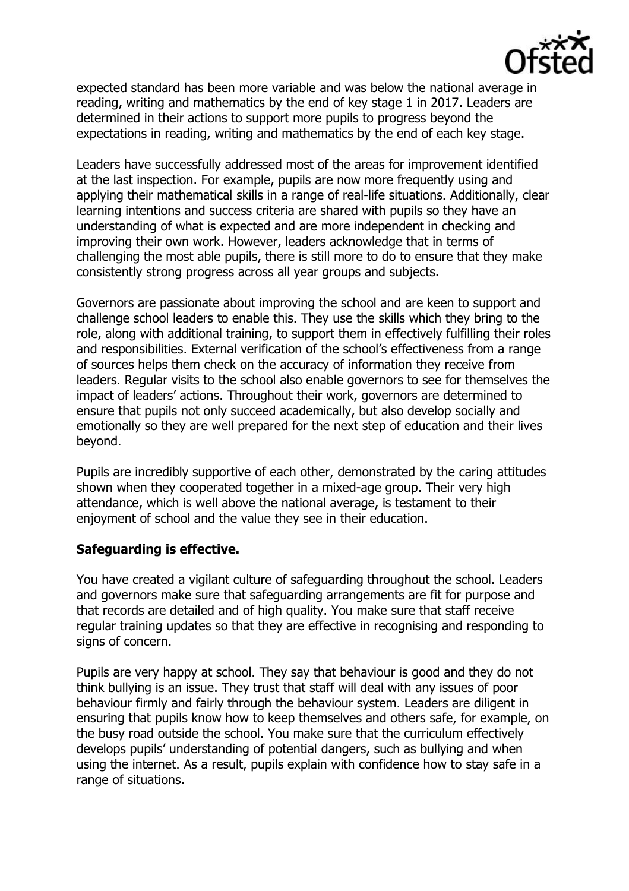expected standard has been more variable and was below the national average in reading, writing and mathematics by the end of key stage 1 in 2017. Leaders are determined in their actions to support more pupils to progress beyond the expectations in reading, writing and mathematics by the end of each key stage.

Leaders have successfully addressed most of the areas for improvement identified at the last inspection. For example, pupils are now more frequently using and applying their mathematical skills in a range of real-life situations. Additionally, clear learning intentions and success criteria are shared with pupils so they have an understanding of what is expected and are more independent in checking and improving their own work. However, leaders acknowledge that in terms of challenging the most able pupils, there is still more to do to ensure that they make consistently strong progress across all year groups and subjects.

Governors are passionate about improving the school and are keen to support and challenge school leaders to enable this. They use the skills which they bring to the role, along with additional training, to support them in effectively fulfilling their roles and responsibilities. External verification of the school's effectiveness from a range of sources helps them check on the accuracy of information they receive from leaders. Regular visits to the school also enable governors to see for themselves the impact of leaders' actions. Throughout their work, governors are determined to ensure that pupils not only succeed academically, but also develop socially and emotionally so they are well prepared for the next step of education and their lives beyond.

Pupils are incredibly supportive of each other, demonstrated by the caring attitudes shown when they cooperated together in a mixed-age group. Their very high attendance, which is well above the national average, is testament to their enjoyment of school and the value they see in their education.

**Safeguarding is effective.**

You have created a vigilant culture of safeguarding throughout the school. Leaders and governors make sure that safeguarding arrangements are fit for purpose and that records are detailed and of high quality. You make sure that staff receive regular training updates so that they are effective in recognising and responding to signs of concern.

Pupils are very happy at school. They say that behaviour is good and they do not think bullying is an issue. They trust that staff will deal with any issues of poor behaviour firmly and fairly through the behaviour system. Leaders are diligent in ensuring that pupils know how to keep themselves and others safe, for example, on the busy road outside the school. You make sure that the curriculum effectively develops pupils' understanding of potential dangers, such as bullying and when using the internet. As a result, pupils explain with confidence how to stay safe in a range of situations.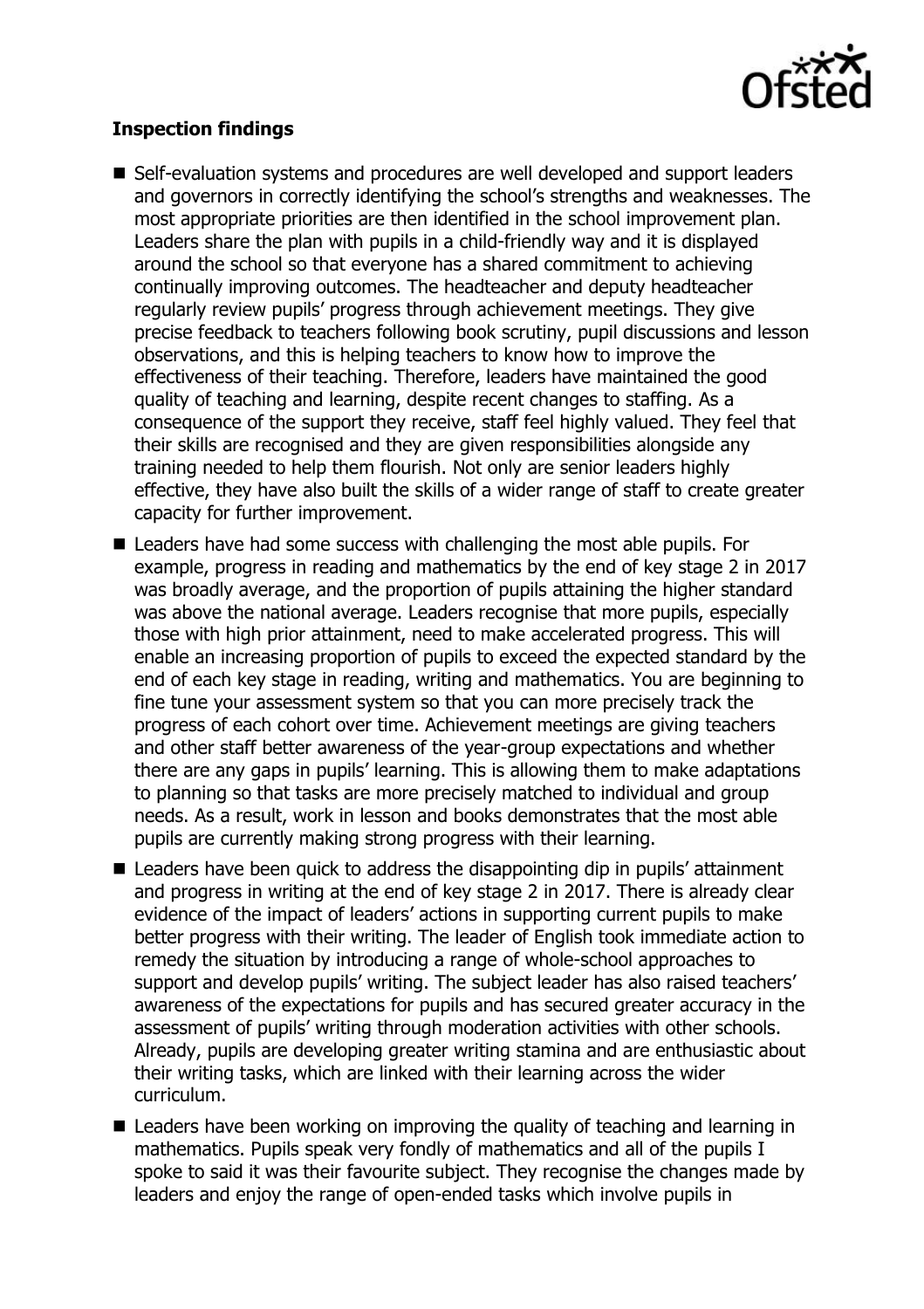### Inspection findings

- Self-evaluation systems and procedures are well developed and support leaders and governors in correctly identifying the school's strengths and weaknesses. The most appropriate priorities are then identified in the school improvement plan. Leaders share the plan with pupils in a child-friendly way and it is displayed around the school so that everyone has a shared commitment to achieving continually improving outcomes. The headteacher and deputy headteacher regularly review pupils' progress through achievement meetings. They give precise feedback to teachers following book scrutiny, pupil discussions and lesson observations, and this is helping teachers to know how to improve the effectiveness of their teaching. Therefore, leaders have maintained the good quality of teaching and learning, despite recent changes to staffing. As a consequence of the support they receive, staff feel highly valued. They feel that their skills are recognised and they are given responsibilities alongside any training needed to help them flourish. Not only are senior leaders highly effective, they have also built the skills of a wider range of staff to create greater capacity for further improvement.
- Leaders have had some success with challenging the most able pupils. For example, progress in reading and mathematics by the end of key stage 2 in 2017 was broadly average, and the proportion of pupils attaining the higher standard was above the national average. Leaders recognise that more pupils, especially those with high prior attainment, need to make accelerated progress. This will enable an increasing proportion of pupils to exceed the expected standard by the end of each key stage in reading, writing and mathematics. You are beginning to fine tune your assessment system so that you can more precisely track the progress of each cohort over time. Achievement meetings are giving teachers and other staff better awareness of the year-group expectations and whether there are any gaps in pupils' learning. This is allowing them to make adaptations to planning so that tasks are more precisely matched to individual and group needs. As a result, work in lesson and books demonstrates that the most able pupils are currently making strong progress with their learning.
- Leaders have been quick to address the disappointing dip in pupils' attainment and progress in writing at the end of key stage 2 in 2017. There is already clear evidence of the impact of leaders' actions in supporting current pupils to make better progress with their writing. The leader of English took immediate action to remedy the situation by introducing a range of whole-school approaches to support and develop pupils' writing. The subject leader has also raised teachers' awareness of the expectations for pupils and has secured greater accuracy in the assessment of pupils' writing through moderation activities with other schools. Already, pupils are developing greater writing stamina and are enthusiastic about their writing tasks, which are linked with their learning across the wider curriculum.
- Leaders have been working on improving the quality of teaching and learning in mathematics. Pupils speak very fondly of mathematics and all of the pupils I spoke to said it was their favourite subject. They recognise the changes made by leaders and enjoy the range of open-ended tasks which involve pupils in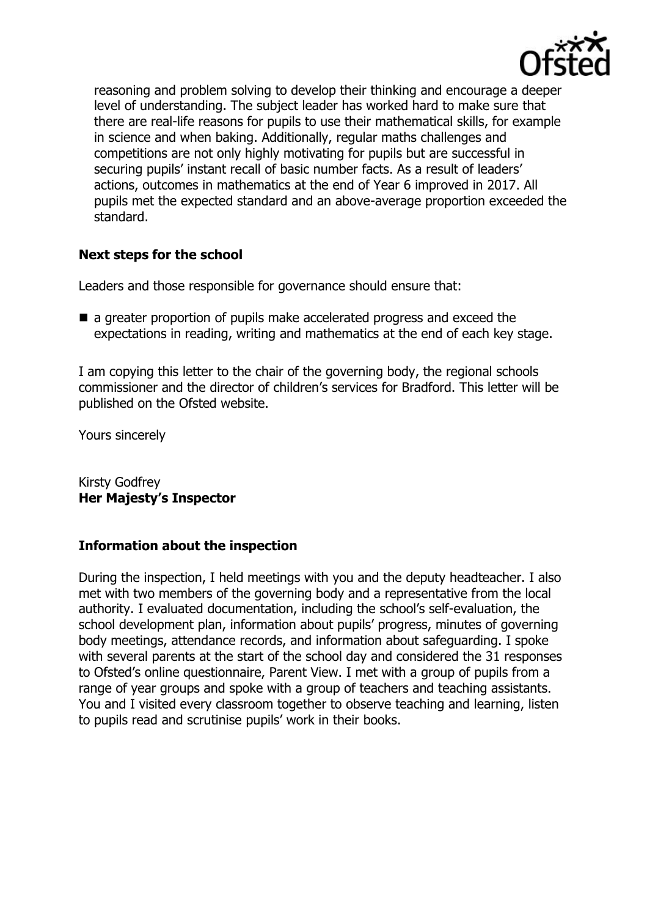reasoning and problem solving to develop their thinking and encourage a deeper level of understanding. The subject leader has worked hard to make sure that there are real-life reasons for pupils to use their mathematical skills, for example in science and when baking. Additionally, regular maths challenges and competitions are not only highly motivating for pupils but are successful in securing pupils' instant recall of basic number facts. As a result of leaders' actions, outcomes in mathematics at the end of Year 6 improved in 2017. All pupils met the expected standard and an above-average proportion exceeded the standard.

### Next steps for the school

Leaders and those responsible for governance should ensure that:

- a greater proportion of pupils make accelerated progress and exceed the expectations in reading, writing and mathematics at the end of each key stage.

I am copying this letter to the chair of the governing body, the regional schools commissioner and the director of children's services for Bradford. This letter will be published on the Ofsted website.

Yours sincerely

Kirsty Godfrey
**Her Majesty's Inspector**

### Information about the inspection

During the inspection, I held meetings with you and the deputy headteacher. I also met with two members of the governing body and a representative from the local authority. I evaluated documentation, including the school's self-evaluation, the school development plan, information about pupils' progress, minutes of governing body meetings, attendance records, and information about safeguarding. I spoke with several parents at the start of the school day and considered the 31 responses to Ofsted's online questionnaire, Parent View. I met with a group of pupils from a range of year groups and spoke with a group of teachers and teaching assistants. You and I visited every classroom together to observe teaching and learning, listen to pupils read and scrutinise pupils' work in their books.